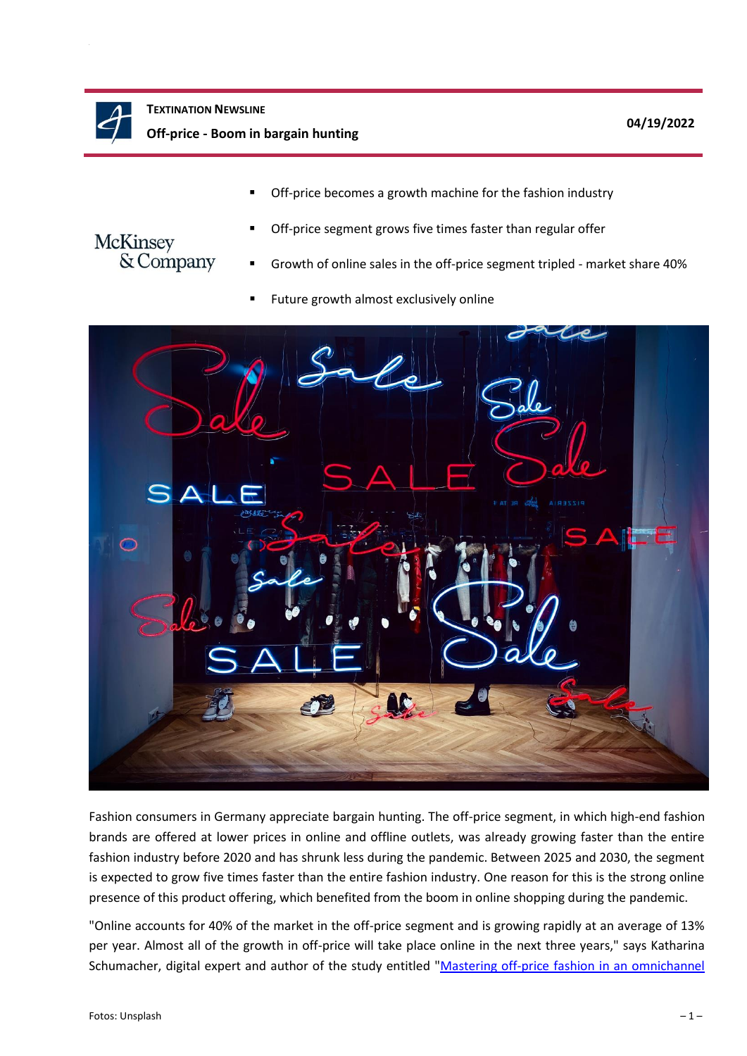**TEXTINATION NEWSLINE**

**Off-price - Boom in bargain hunting**

**04/19/2022**

McKinsey & Company

- Off-price becomes a growth machine for the fashion industry
- Off-price segment grows five times faster than regular offer
- Growth of online sales in the off-price segment tripled - market share 40%
- Future growth almost exclusively online

Fashion consumers in Germany appreciate bargain hunting. The off-price segment, in which high-end fashion brands are offered at lower prices in online and offline outlets, was already growing faster than the entire fashion industry before 2020 and has shrunk less during the pandemic. Between 2025 and 2030, the segment is expected to grow five times faster than the entire fashion industry. One reason for this is the strong online presence of this product offering, which benefited from the boom in online shopping during the pandemic.

"Online accounts for 40% of the market in the off-price segment and is growing rapidly at an average of 13% per year. Almost all of the growth in off-price will take place online in the next three years," says Katharina Schumacher, digital expert and author of the study entitled "[Mastering off-price fashion in an omnichannel

Fotos: Unsplash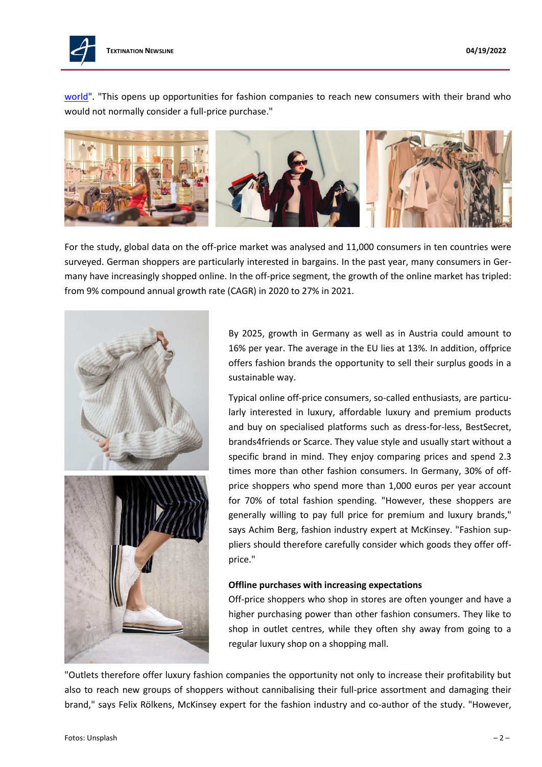world". "This opens up opportunities for fashion companies to reach new consumers with their brand who would not normally consider a full-price purchase."

For the study, global data on the off-price market was analysed and 11,000 consumers in ten countries were surveyed. German shoppers are particularly interested in bargains. In the past year, many consumers in Germany have increasingly shopped online. In the off-price segment, the growth of the online market has tripled: from 9% compound annual growth rate (CAGR) in 2020 to 27% in 2021.

By 2025, growth in Germany as well as in Austria could amount to 16% per year. The average in the EU lies at 13%. In addition, offprice offers fashion brands the opportunity to sell their surplus goods in a sustainable way.

Typical online off-price consumers, so-called enthusiasts, are particularly interested in luxury, affordable luxury and premium products and buy on specialised platforms such as dress-for-less, BestSecret, brands4friends or Scarce. They value style and usually start without a specific brand in mind. They enjoy comparing prices and spend 2.3 times more than other fashion consumers. In Germany, 30% of off-price shoppers who spend more than 1,000 euros per year account for 70% of total fashion spending. "However, these shoppers are generally willing to pay full price for premium and luxury brands," says Achim Berg, fashion industry expert at McKinsey. "Fashion suppliers should therefore carefully consider which goods they offer off-price."

**Offline purchases with increasing expectations**

Off-price shoppers who shop in stores are often younger and have a higher purchasing power than other fashion consumers. They like to shop in outlet centres, while they often shy away from going to a regular luxury shop on a shopping mall.

"Outlets therefore offer luxury fashion companies the opportunity not only to increase their profitability but also to reach new groups of shoppers without cannibalising their full-price assortment and damaging their brand," says Felix Rölkens, McKinsey expert for the fashion industry and co-author of the study. "However,

Fotos: Unsplash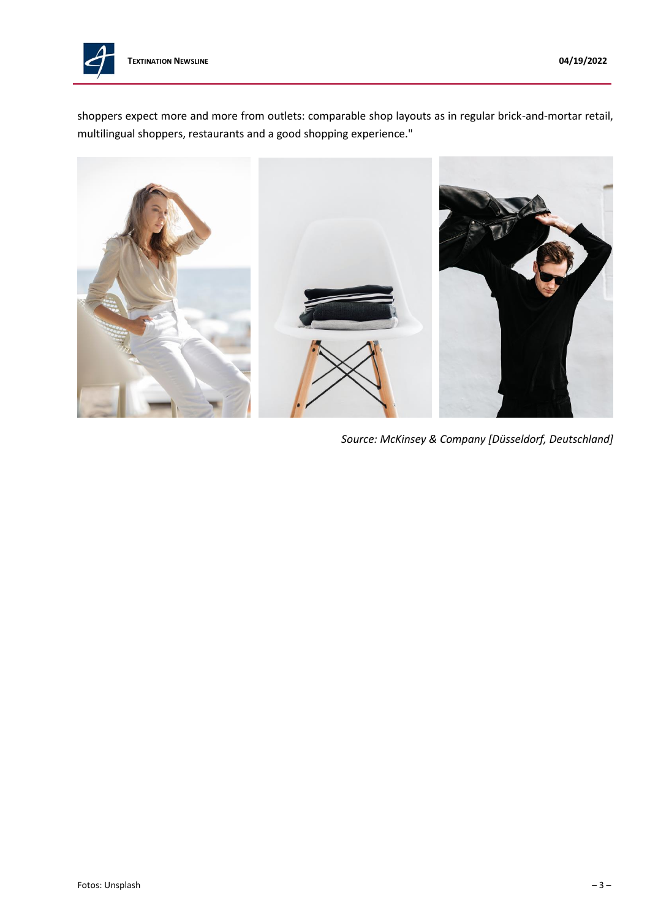shoppers expect more and more from outlets: comparable shop layouts as in regular brick-and-mortar retail, multilingual shoppers, restaurants and a good shopping experience."

*Source: McKinsey & Company [Düsseldorf, Deutschland]*

Fotos: Unsplash